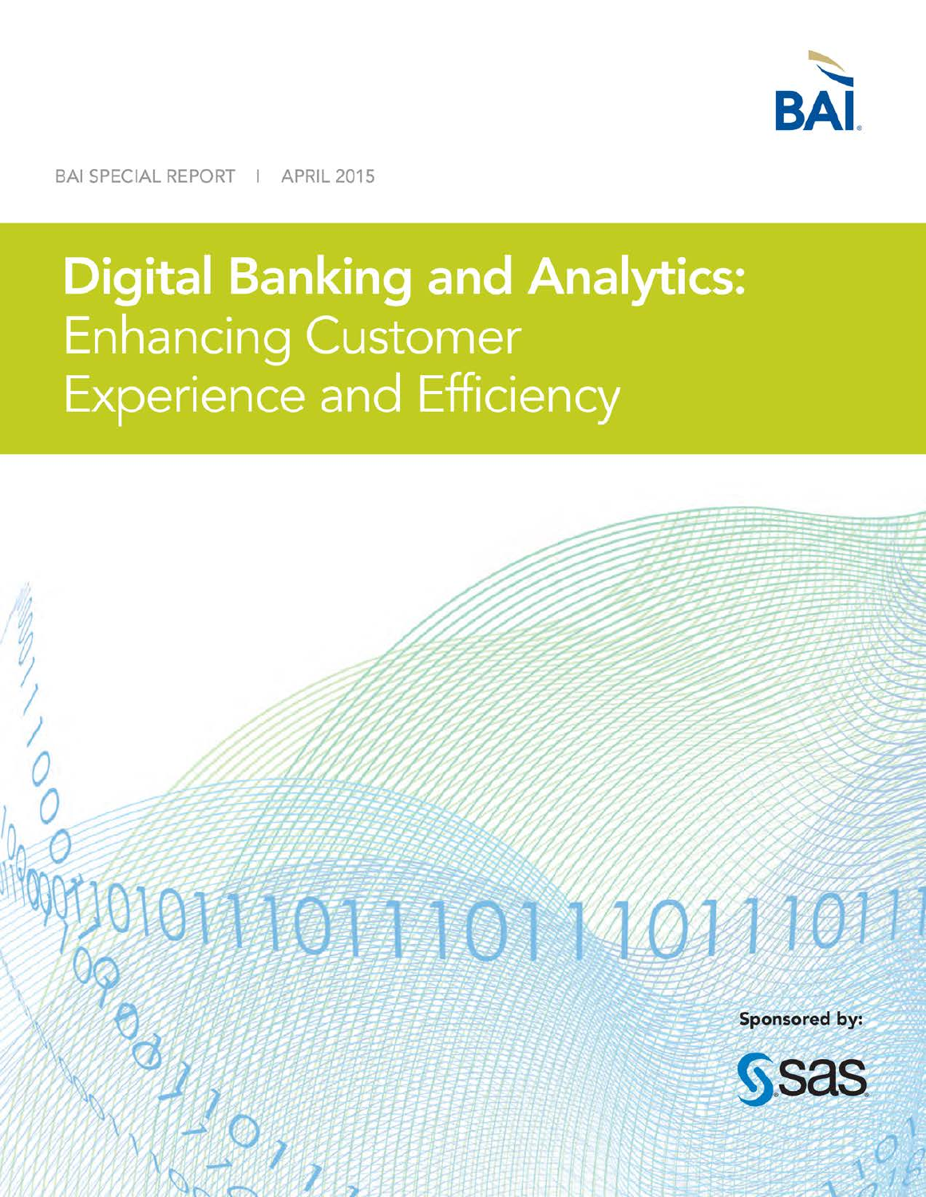BAI

BAI SPECIAL REPORT | APRIL 2015

# Digital Banking and Analytics: Enhancing Customer Experience and Efficiency

Sponsored by:

SAS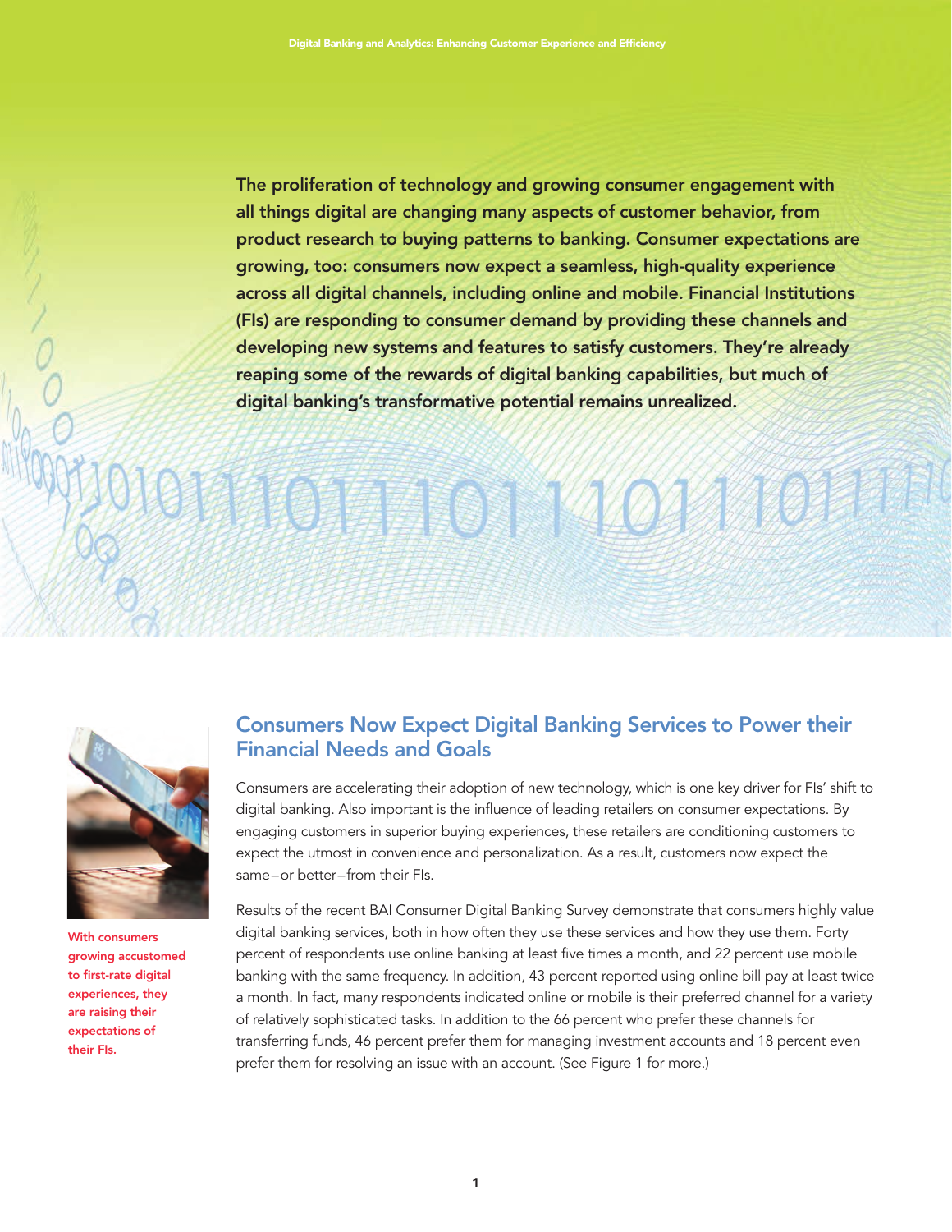**The proliferation of technology and growing consumer engagement with all things digital are changing many aspects of customer behavior, from product research to buying patterns to banking. Consumer expectations are growing, too: consumers now expect a seamless, high-quality experience across all digital channels, including online and mobile. Financial Institutions (FIs) are responding to consumer demand by providing these channels and developing new systems and features to satisfy customers. They're already reaping some of the rewards of digital banking capabilities, but much of digital banking's transformative potential remains unrealized.**

## Consumers Now Expect Digital Banking Services to Power their Financial Needs and Goals

Consumers are accelerating their adoption of new technology, which is one key driver for FIs' shift to digital banking. Also important is the influence of leading retailers on consumer expectations. By engaging customers in superior buying experiences, these retailers are conditioning customers to expect the utmost in convenience and personalization. As a result, customers now expect the same—or better—from their FIs.

**With consumers growing accustomed to first-rate digital experiences, they are raising their expectations of their FIs.**

Results of the recent BAI Consumer Digital Banking Survey demonstrate that consumers highly value digital banking services, both in how often they use these services and how they use them. Forty percent of respondents use online banking at least five times a month, and 22 percent use mobile banking with the same frequency. In addition, 43 percent reported using online bill pay at least twice a month. In fact, many respondents indicated online or mobile is their preferred channel for a variety of relatively sophisticated tasks. In addition to the 66 percent who prefer these channels for transferring funds, 46 percent prefer them for managing investment accounts and 18 percent even prefer them for resolving an issue with an account. (See Figure 1 for more.)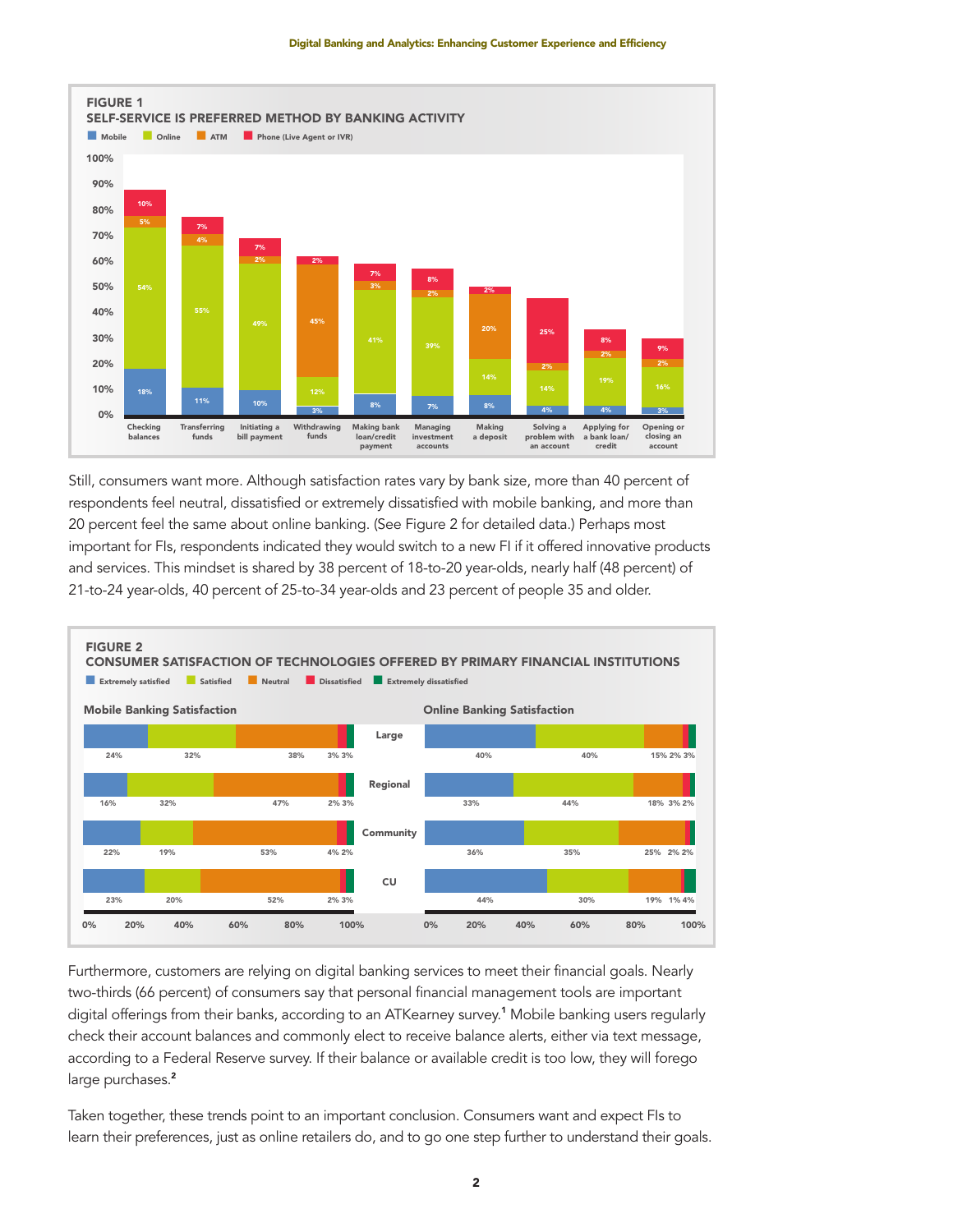**FIGURE 1**
**SELF-SERVICE IS PREFERRED METHOD BY BANKING ACTIVITY**

| Banking activity | Mobile | Online | ATM | Phone (Live Agent or IVR) |
|---|---|---|---|---|
| Checking balances | 18% | 54% | 5% | 10% |
| Transferring funds | 11% | 55% | 4% | 7% |
| Initiating a bill payment | 10% | 49% | 2% | 7% |
| Withdrawing funds | 3% | 12% | 45% | 2% |
| Making bank loan/credit payment | 8% | 41% | 3% | 7% |
| Managing investment accounts | 7% | 39% | 2% | 8% |
| Making a deposit | 8% | 14% | 20% | 2% |
| Solving a problem with an account | 4% | 14% | 2% | 25% |
| Applying for a bank loan/credit | 4% | 19% | 2% | 8% |
| Opening or closing an account | 3% | 16% | 2% | 9% |

Still, consumers want more. Although satisfaction rates vary by bank size, more than 40 percent of respondents feel neutral, dissatisfied or extremely dissatisfied with mobile banking, and more than 20 percent feel the same about online banking. (See Figure 2 for detailed data.) Perhaps most important for FIs, respondents indicated they would switch to a new FI if it offered innovative products and services. This mindset is shared by 38 percent of 18-to-20 year-olds, nearly half (48 percent) of 21-to-24 year-olds, 40 percent of 25-to-34 year-olds and 23 percent of people 35 and older.

**FIGURE 2**
**CONSUMER SATISFACTION OF TECHNOLOGIES OFFERED BY PRIMARY FINANCIAL INSTITUTIONS**

**Mobile Banking Satisfaction**

| Institution | Extremely satisfied | Satisfied | Neutral | Dissatisfied | Extremely dissatisfied |
|---|---|---|---|---|---|
| Large | 24% | 32% | 38% | 3% | 3% |
| Regional | 16% | 32% | 47% | 2% | 3% |
| Community | 22% | 19% | 53% | 4% | 2% |
| CU | 23% | 20% | 52% | 2% | 3% |

**Online Banking Satisfaction**

| Institution | Extremely satisfied | Satisfied | Neutral | Dissatisfied | Extremely dissatisfied |
|---|---|---|---|---|---|
| Large | 40% | 40% | 15% | 2% | 3% |
| Regional | 33% | 44% | 18% | 3% | 2% |
| Community | 36% | 35% | 25% | 2% | 2% |
| CU | 44% | 30% | 19% | 1% | 4% |

Furthermore, customers are relying on digital banking services to meet their financial goals. Nearly two-thirds (66 percent) of consumers say that personal financial management tools are important digital offerings from their banks, according to an ATKearney survey.[1] Mobile banking users regularly check their account balances and commonly elect to receive balance alerts, either via text message, according to a Federal Reserve survey. If their balance or available credit is too low, they will forego large purchases.[2]

Taken together, these trends point to an important conclusion. Consumers want and expect FIs to learn their preferences, just as online retailers do, and to go one step further to understand their goals.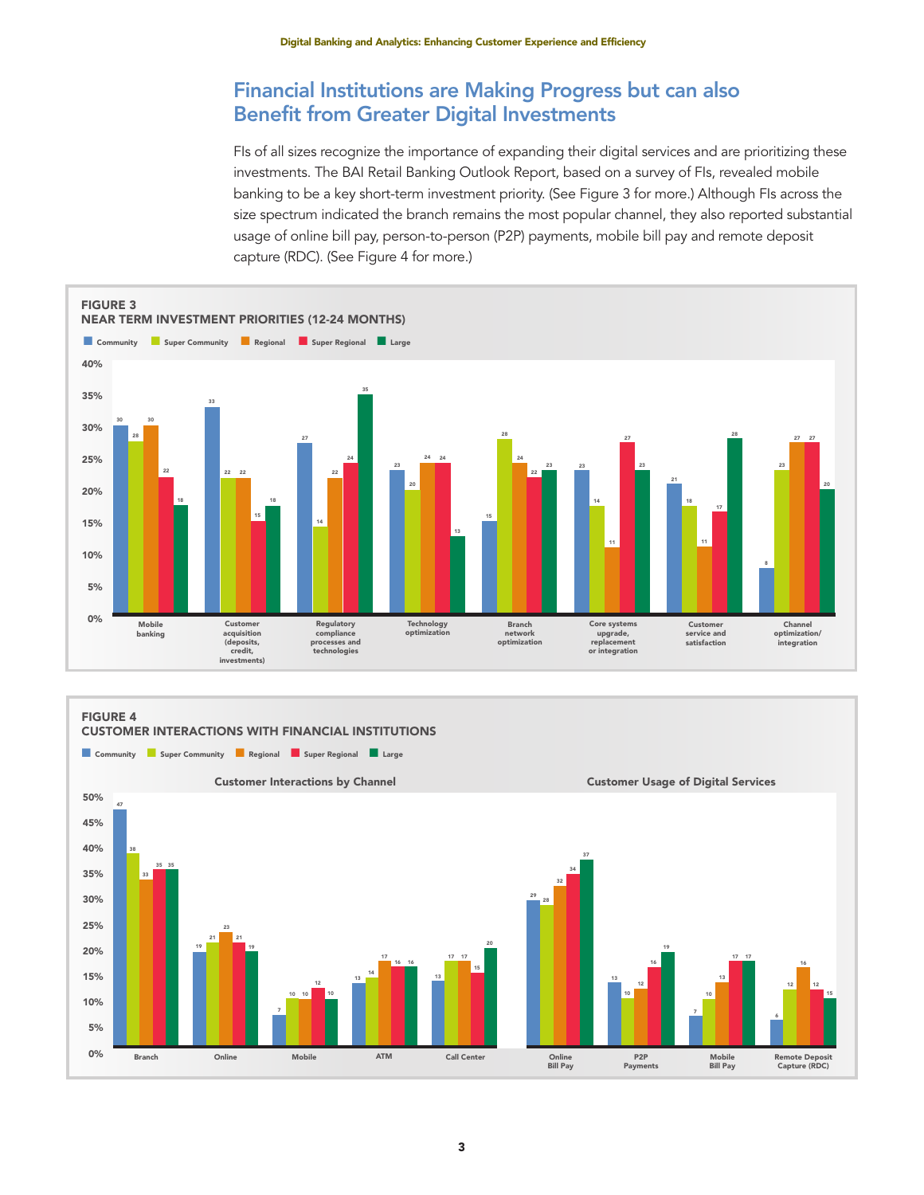## Financial Institutions are Making Progress but can also Benefit from Greater Digital Investments

FIs of all sizes recognize the importance of expanding their digital services and are prioritizing these investments. The BAI Retail Banking Outlook Report, based on a survey of FIs, revealed mobile banking to be a key short-term investment priority. (See Figure 3 for more.) Although FIs across the size spectrum indicated the branch remains the most popular channel, they also reported substantial usage of online bill pay, person-to-person (P2P) payments, mobile bill pay and remote deposit capture (RDC). (See Figure 4 for more.)

**FIGURE 3**
**NEAR TERM INVESTMENT PRIORITIES (12-24 MONTHS)**

| | Community | Super Community | Regional | Super Regional | Large |
|---|---|---|---|---|---|
| Mobile banking | 30 | 28 | 30 | 22 | 18 |
| Customer acquisition (deposits, credit, investments) | 33 | 22 | 22 | 15 | 18 |
| Regulatory compliance processes and technologies | 27 | 14 | 22 | 24 | 35 |
| Technology optimization | 23 | 20 | 24 | 24 | 13 |
| Branch network optimization | 15 | 28 | 24 | 22 | 23 |
| Core systems upgrade, replacement or integration | 23 | 14 | 11 | 27 | 23 |
| Customer service and satisfaction | 21 | 18 | 11 | 17 | 28 |
| Channel optimization/ integration | 8 | 23 | 27 | 27 | 20 |

**FIGURE 4**
**CUSTOMER INTERACTIONS WITH FINANCIAL INSTITUTIONS**

Customer Interactions by Channel

| | Community | Super Community | Regional | Super Regional | Large |
|---|---|---|---|---|---|
| Branch | 47 | 38 | 33 | 35 | 35 |
| Online | 19 | 21 | 23 | 21 | 19 |
| Mobile | 7 | 10 | 10 | 12 | 10 |
| ATM | 13 | 14 | 17 | 16 | 16 |
| Call Center | 13 | 17 | 17 | 15 | 20 |

Customer Usage of Digital Services

| | Community | Super Community | Regional | Super Regional | Large |
|---|---|---|---|---|---|
| Online Bill Pay | 29 | 28 | 32 | 34 | 37 |
| P2P Payments | 13 | 10 | 12 | 16 | 19 |
| Mobile Bill Pay | 7 | 10 | 13 | 17 | 17 |
| Remote Deposit Capture (RDC) | 6 | 12 | 16 | 12 | 15 |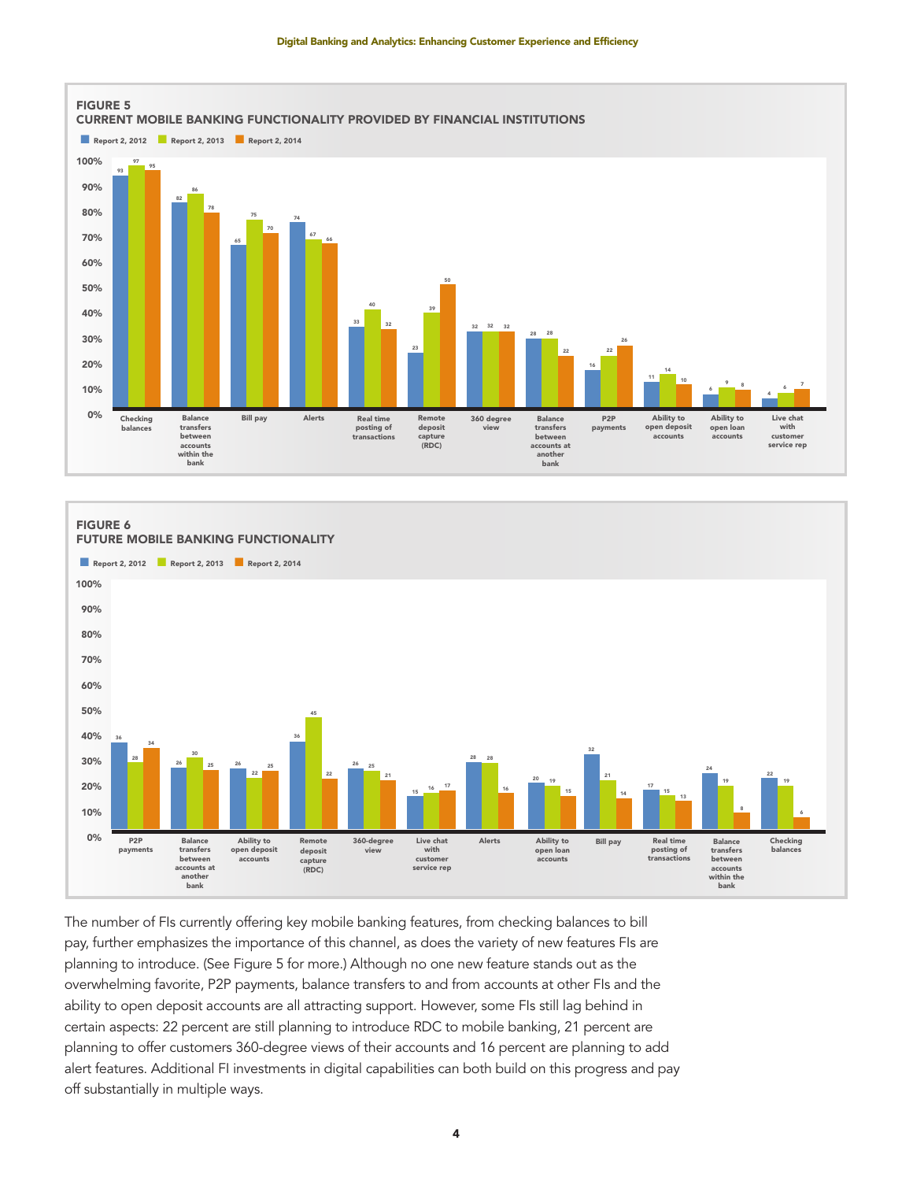**FIGURE 5**
**CURRENT MOBILE BANKING FUNCTIONALITY PROVIDED BY FINANCIAL INSTITUTIONS**

| Functionality | Report 2, 2012 | Report 2, 2013 | Report 2, 2014 |
|---|---|---|---|
| Checking balances | 93 | 97 | 95 |
| Balance transfers between accounts within the bank | 82 | 86 | 78 |
| Bill pay | 65 | 75 | 70 |
| Alerts | 74 | 67 | 66 |
| Real time posting of transactions | 33 | 40 | 32 |
| Remote deposit capture (RDC) | 23 | 39 | 50 |
| 360 degree view | 32 | 32 | 32 |
| Balance transfers between accounts at another bank | 28 | 28 | 22 |
| P2P payments | 16 | 22 | 26 |
| Ability to open deposit accounts | 11 | 14 | 10 |
| Ability to open loan accounts | 6 | 9 | 8 |
| Live chat with customer service rep | 4 | 6 | 7 |

**FIGURE 6**
**FUTURE MOBILE BANKING FUNCTIONALITY**

| Functionality | Report 2, 2012 | Report 2, 2013 | Report 2, 2014 |
|---|---|---|---|
| P2P payments | 36 | 28 | 34 |
| Balance transfers between accounts at another bank | 26 | 30 | 25 |
| Ability to open deposit accounts | 26 | 22 | 25 |
| Remote deposit capture (RDC) | 36 | 45 | 22 |
| 360-degree view | 26 | 25 | 21 |
| Live chat with customer service rep | 15 | 16 | 17 |
| Alerts | 28 | 28 | 16 |
| Ability to open loan accounts | 20 | 19 | 15 |
| Bill pay | 32 | 21 | 14 |
| Real time posting of transactions | 17 | 15 | 13 |
| Balance transfers between accounts within the bank | 24 | 19 | 8 |
| Checking balances | 22 | 19 | 6 |

The number of FIs currently offering key mobile banking features, from checking balances to bill pay, further emphasizes the importance of this channel, as does the variety of new features FIs are planning to introduce. (See Figure 5 for more.) Although no one new feature stands out as the overwhelming favorite, P2P payments, balance transfers to and from accounts at other FIs and the ability to open deposit accounts are all attracting support. However, some FIs still lag behind in certain aspects: 22 percent are still planning to introduce RDC to mobile banking, 21 percent are planning to offer customers 360-degree views of their accounts and 16 percent are planning to add alert features. Additional FI investments in digital capabilities can both build on this progress and pay off substantially in multiple ways.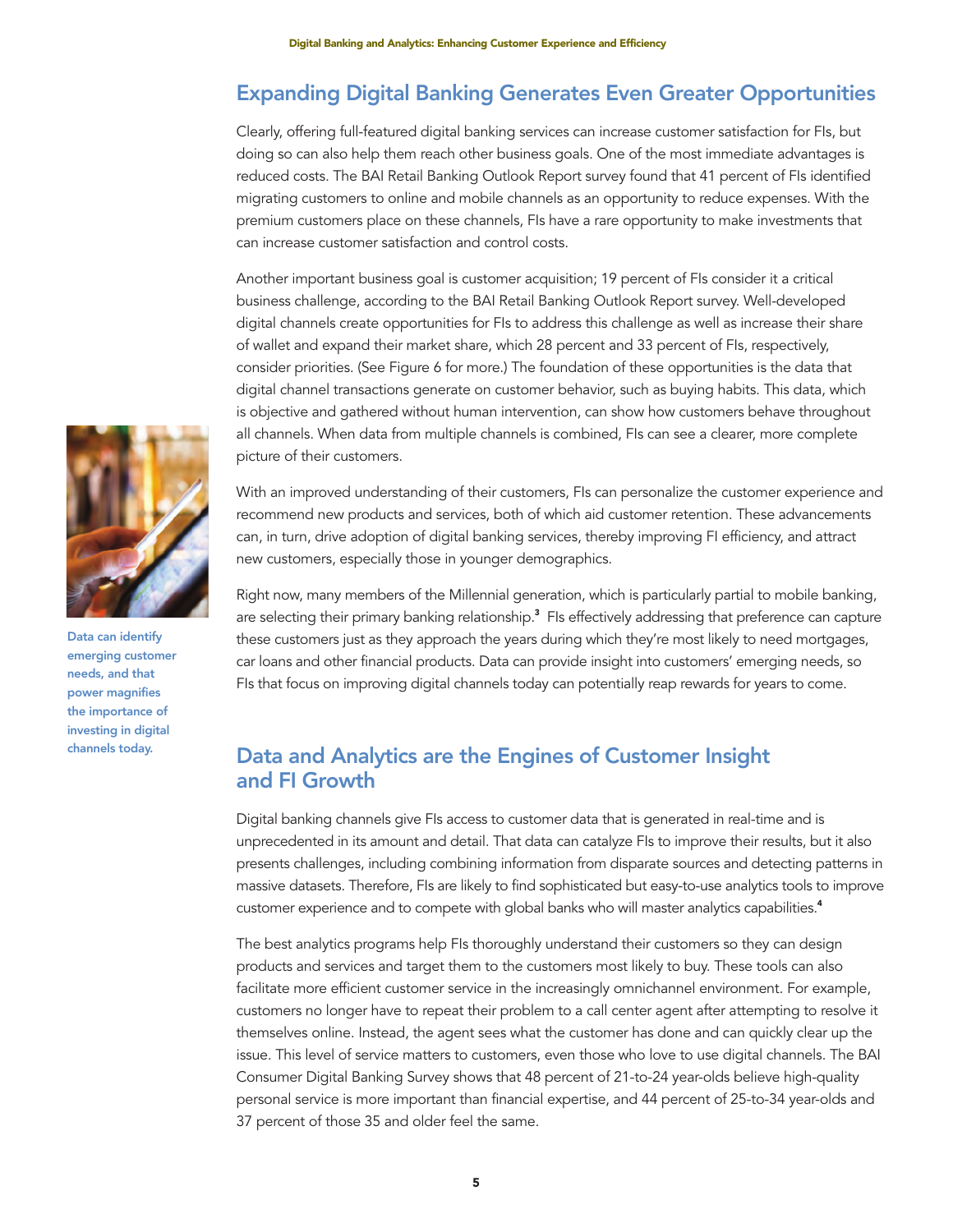## Expanding Digital Banking Generates Even Greater Opportunities

Clearly, offering full-featured digital banking services can increase customer satisfaction for FIs, but doing so can also help them reach other business goals. One of the most immediate advantages is reduced costs. The BAI Retail Banking Outlook Report survey found that 41 percent of FIs identified migrating customers to online and mobile channels as an opportunity to reduce expenses. With the premium customers place on these channels, FIs have a rare opportunity to make investments that can increase customer satisfaction and control costs.

Another important business goal is customer acquisition; 19 percent of FIs consider it a critical business challenge, according to the BAI Retail Banking Outlook Report survey. Well-developed digital channels create opportunities for FIs to address this challenge as well as increase their share of wallet and expand their market share, which 28 percent and 33 percent of FIs, respectively, consider priorities. (See Figure 6 for more.) The foundation of these opportunities is the data that digital channel transactions generate on customer behavior, such as buying habits. This data, which is objective and gathered without human intervention, can show how customers behave throughout all channels. When data from multiple channels is combined, FIs can see a clearer, more complete picture of their customers.

With an improved understanding of their customers, FIs can personalize the customer experience and recommend new products and services, both of which aid customer retention. These advancements can, in turn, drive adoption of digital banking services, thereby improving FI efficiency, and attract new customers, especially those in younger demographics.

Right now, many members of the Millennial generation, which is particularly partial to mobile banking, are selecting their primary banking relationship.[3] FIs effectively addressing that preference can capture these customers just as they approach the years during which they're most likely to need mortgages, car loans and other financial products. Data can provide insight into customers' emerging needs, so FIs that focus on improving digital channels today can potentially reap rewards for years to come.

**Data can identify emerging customer needs, and that power magnifies the importance of investing in digital channels today.**

## Data and Analytics are the Engines of Customer Insight and FI Growth

Digital banking channels give FIs access to customer data that is generated in real-time and is unprecedented in its amount and detail. That data can catalyze FIs to improve their results, but it also presents challenges, including combining information from disparate sources and detecting patterns in massive datasets. Therefore, FIs are likely to find sophisticated but easy-to-use analytics tools to improve customer experience and to compete with global banks who will master analytics capabilities.[4]

The best analytics programs help FIs thoroughly understand their customers so they can design products and services and target them to the customers most likely to buy. These tools can also facilitate more efficient customer service in the increasingly omnichannel environment. For example, customers no longer have to repeat their problem to a call center agent after attempting to resolve it themselves online. Instead, the agent sees what the customer has done and can quickly clear up the issue. This level of service matters to customers, even those who love to use digital channels. The BAI Consumer Digital Banking Survey shows that 48 percent of 21-to-24 year-olds believe high-quality personal service is more important than financial expertise, and 44 percent of 25-to-34 year-olds and 37 percent of those 35 and older feel the same.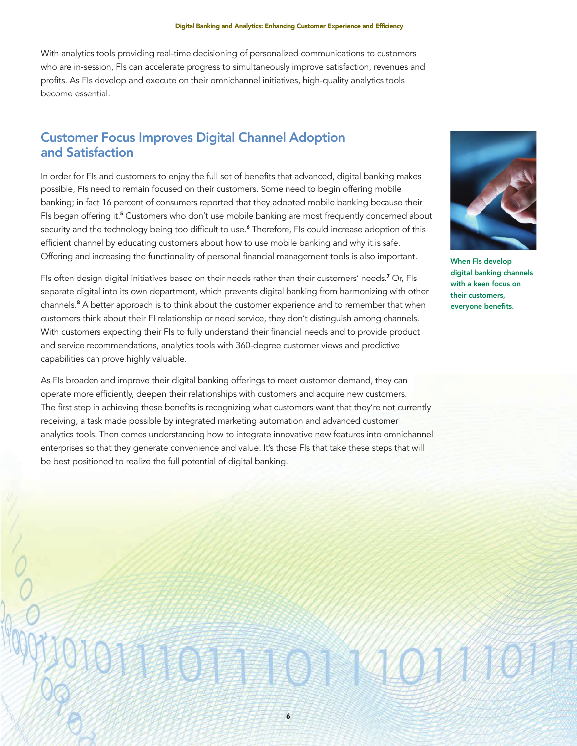With analytics tools providing real-time decisioning of personalized communications to customers who are in-session, FIs can accelerate progress to simultaneously improve satisfaction, revenues and profits. As FIs develop and execute on their omnichannel initiatives, high-quality analytics tools become essential.

## Customer Focus Improves Digital Channel Adoption and Satisfaction

In order for FIs and customers to enjoy the full set of benefits that advanced, digital banking makes possible, FIs need to remain focused on their customers. Some need to begin offering mobile banking; in fact 16 percent of consumers reported that they adopted mobile banking because their FIs began offering it.[5] Customers who don't use mobile banking are most frequently concerned about security and the technology being too difficult to use.[6] Therefore, FIs could increase adoption of this efficient channel by educating customers about how to use mobile banking and why it is safe. Offering and increasing the functionality of personal financial management tools is also important.

FIs often design digital initiatives based on their needs rather than their customers' needs.[7] Or, FIs separate digital into its own department, which prevents digital banking from harmonizing with other channels.[8] A better approach is to think about the customer experience and to remember that when customers think about their FI relationship or need service, they don't distinguish among channels. With customers expecting their FIs to fully understand their financial needs and to provide product and service recommendations, analytics tools with 360-degree customer views and predictive capabilities can prove highly valuable.

As FIs broaden and improve their digital banking offerings to meet customer demand, they can operate more efficiently, deepen their relationships with customers and acquire new customers. The first step in achieving these benefits is recognizing what customers want that they're not currently receiving, a task made possible by integrated marketing automation and advanced customer analytics tools. Then comes understanding how to integrate innovative new features into omnichannel enterprises so that they generate convenience and value. It's those FIs that take these steps that will be best positioned to realize the full potential of digital banking.

**When FIs develop digital banking channels with a keen focus on their customers, everyone benefits.**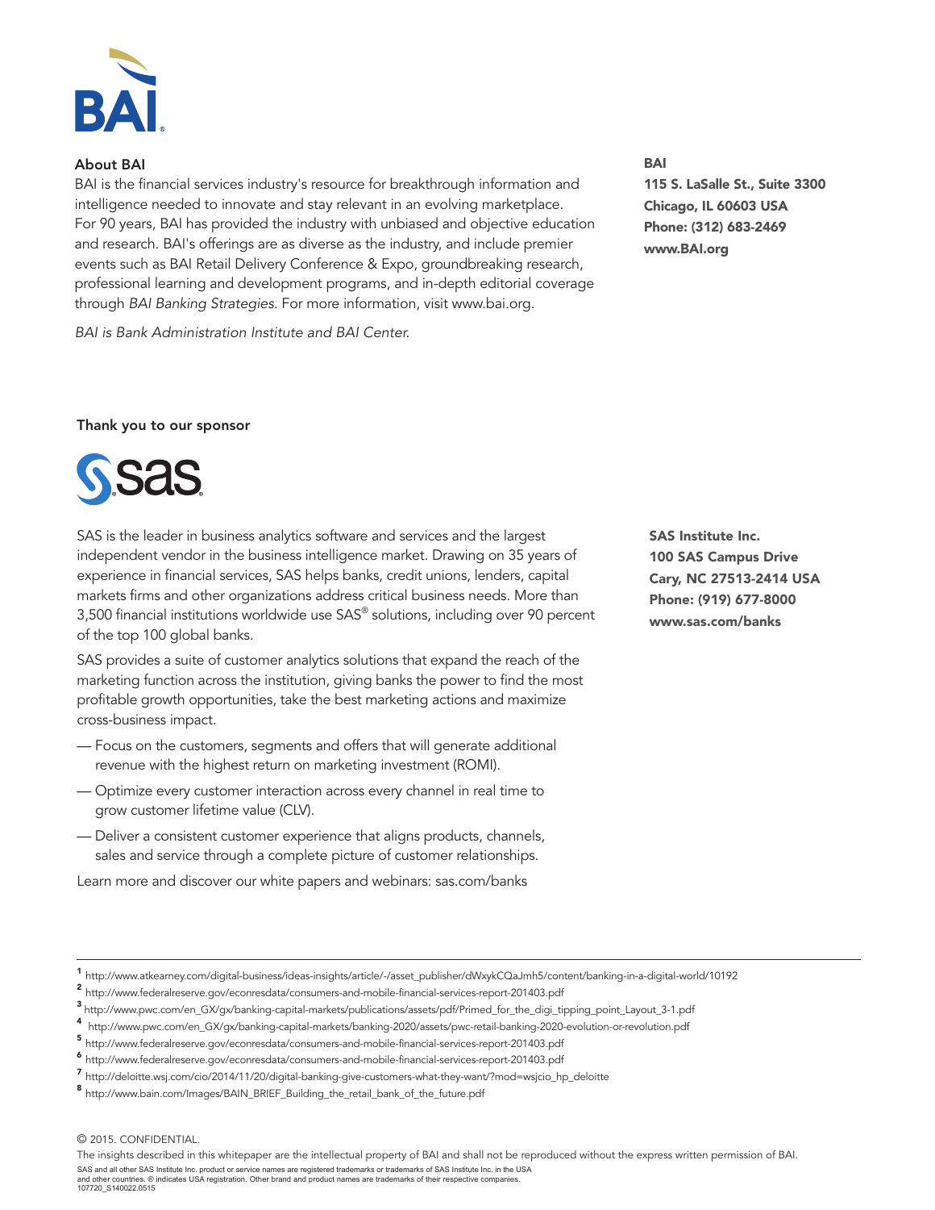## About BAI

BAI is the financial services industry's resource for breakthrough information and intelligence needed to innovate and stay relevant in an evolving marketplace. For 90 years, BAI has provided the industry with unbiased and objective education and research. BAI's offerings are as diverse as the industry, and include premier events such as BAI Retail Delivery Conference & Expo, groundbreaking research, professional learning and development programs, and in-depth editorial coverage through *BAI Banking Strategies*. For more information, visit www.bai.org.

*BAI is Bank Administration Institute and BAI Center.*

**BAI**
**115 S. LaSalle St., Suite 3300**
**Chicago, IL 60603 USA**
**Phone: (312) 683-2469**
**www.BAI.org**

### Thank you to our sponsor

SAS is the leader in business analytics software and services and the largest independent vendor in the business intelligence market. Drawing on 35 years of experience in financial services, SAS helps banks, credit unions, lenders, capital markets firms and other organizations address critical business needs. More than 3,500 financial institutions worldwide use SAS® solutions, including over 90 percent of the top 100 global banks.

SAS provides a suite of customer analytics solutions that expand the reach of the marketing function across the institution, giving banks the power to find the most profitable growth opportunities, take the best marketing actions and maximize cross-business impact.

- Focus on the customers, segments and offers that will generate additional revenue with the highest return on marketing investment (ROMI).
- Optimize every customer interaction across every channel in real time to grow customer lifetime value (CLV).
- Deliver a consistent customer experience that aligns products, channels, sales and service through a complete picture of customer relationships.

Learn more and discover our white papers and webinars: sas.com/banks

**SAS Institute Inc.**
**100 SAS Campus Drive**
**Cary, NC 27513-2414 USA**
**Phone: (919) 677-8000**
**www.sas.com/banks**

---

[1] http://www.atkearney.com/digital-business/ideas-insights/article/-/asset_publisher/dWxykCQaJmh5/content/banking-in-a-digital-world/10192
[2] http://www.federalreserve.gov/econresdata/consumers-and-mobile-financial-services-report-201403.pdf
[3] http://www.pwc.com/en_GX/gx/banking-capital-markets/publications/assets/pdf/Primed_for_the_digi_tipping_point_Layout_3-1.pdf
[4] http://www.pwc.com/en_GX/gx/banking-capital-markets/banking-2020/assets/pwc-retail-banking-2020-evolution-or-revolution.pdf
[5] http://www.federalreserve.gov/econresdata/consumers-and-mobile-financial-services-report-201403.pdf
[6] http://www.federalreserve.gov/econresdata/consumers-and-mobile-financial-services-report-201403.pdf
[7] http://deloitte.wsj.com/cio/2014/11/20/digital-banking-give-customers-what-they-want/?mod=wsjcio_hp_deloitte
[8] http://www.bain.com/Images/BAIN_BRIEF_Building_the_retail_bank_of_the_future.pdf

© 2015. CONFIDENTIAL.

The insights described in this whitepaper are the intellectual property of BAI and shall not be reproduced without the express written permission of BAI.

SAS and all other SAS Institute Inc. product or service names are registered trademarks or trademarks of SAS Institute Inc. in the USA and other countries. ® indicates USA registration. Other brand and product names are trademarks of their respective companies.
107720_S140022.0515